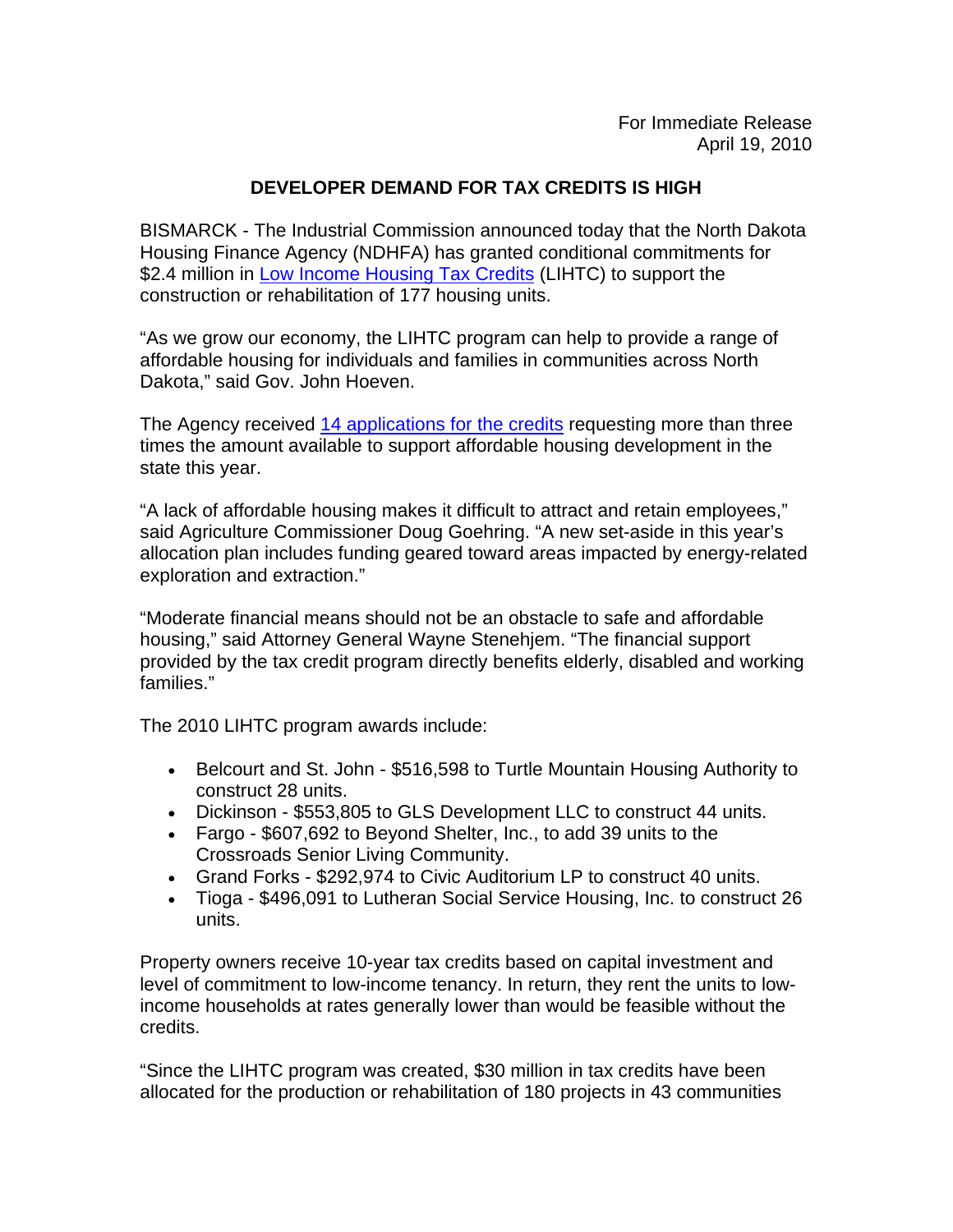For Immediate Release
April 19, 2010

## DEVELOPER DEMAND FOR TAX CREDITS IS HIGH

BISMARCK - The Industrial Commission announced today that the North Dakota Housing Finance Agency (NDHFA) has granted conditional commitments for $2.4 million in Low Income Housing Tax Credits (LIHTC) to support the construction or rehabilitation of 177 housing units.

"As we grow our economy, the LIHTC program can help to provide a range of affordable housing for individuals and families in communities across North Dakota," said Gov. John Hoeven.

The Agency received 14 applications for the credits requesting more than three times the amount available to support affordable housing development in the state this year.

"A lack of affordable housing makes it difficult to attract and retain employees," said Agriculture Commissioner Doug Goehring. "A new set-aside in this year's allocation plan includes funding geared toward areas impacted by energy-related exploration and extraction."

"Moderate financial means should not be an obstacle to safe and affordable housing," said Attorney General Wayne Stenehjem. "The financial support provided by the tax credit program directly benefits elderly, disabled and working families."

The 2010 LIHTC program awards include:

- Belcourt and St. John - $516,598 to Turtle Mountain Housing Authority to construct 28 units.
- Dickinson - $553,805 to GLS Development LLC to construct 44 units.
- Fargo - $607,692 to Beyond Shelter, Inc., to add 39 units to the Crossroads Senior Living Community.
- Grand Forks - $292,974 to Civic Auditorium LP to construct 40 units.
- Tioga - $496,091 to Lutheran Social Service Housing, Inc. to construct 26 units.

Property owners receive 10-year tax credits based on capital investment and level of commitment to low-income tenancy. In return, they rent the units to low-income households at rates generally lower than would be feasible without the credits.

"Since the LIHTC program was created, $30 million in tax credits have been allocated for the production or rehabilitation of 180 projects in 43 communities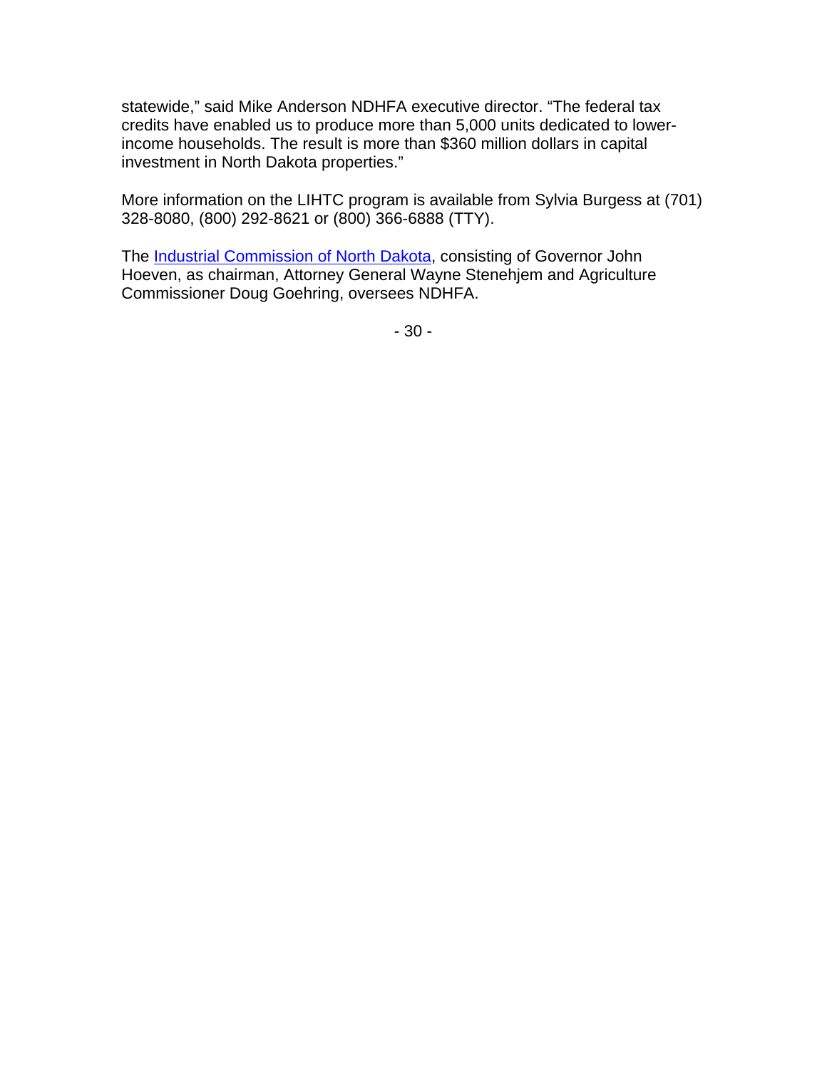statewide," said Mike Anderson NDHFA executive director. "The federal tax credits have enabled us to produce more than 5,000 units dedicated to lower-income households. The result is more than $360 million dollars in capital investment in North Dakota properties."

More information on the LIHTC program is available from Sylvia Burgess at (701) 328-8080, (800) 292-8621 or (800) 366-6888 (TTY).

The Industrial Commission of North Dakota, consisting of Governor John Hoeven, as chairman, Attorney General Wayne Stenehjem and Agriculture Commissioner Doug Goehring, oversees NDHFA.

- 30 -